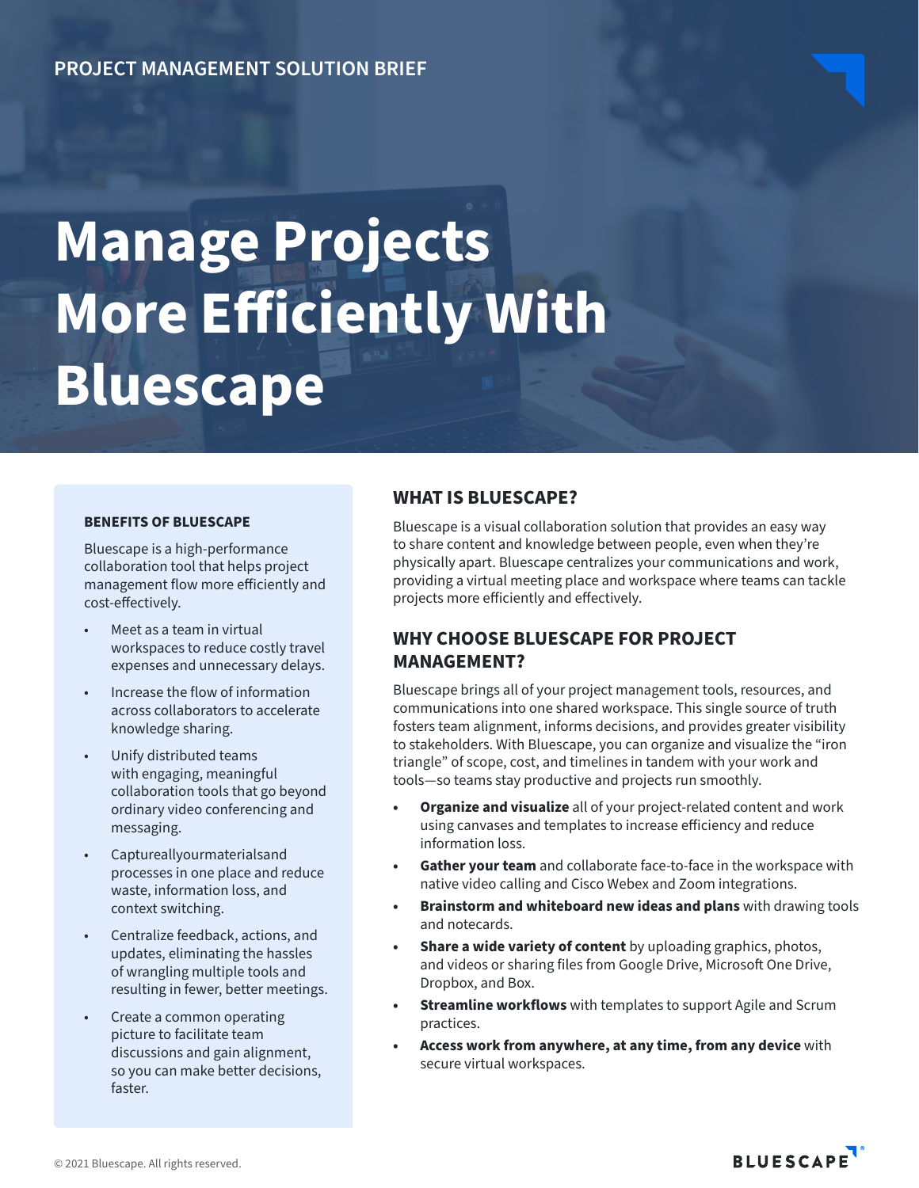PROJECT MANAGEMENT SOLUTION BRIEF

# Manage Projects More Efficiently With Bluescape

### BENEFITS OF BLUESCAPE

Bluescape is a high-performance collaboration tool that helps project management flow more efficiently and cost-effectively.

- Meet as a team in virtual workspaces to reduce costly travel expenses and unnecessary delays.
- Increase the flow of information across collaborators to accelerate knowledge sharing.
- Unify distributed teams with engaging, meaningful collaboration tools that go beyond ordinary video conferencing and messaging.
- Captureallyourmaterialsand processes in one place and reduce waste, information loss, and context switching.
- Centralize feedback, actions, and updates, eliminating the hassles of wrangling multiple tools and resulting in fewer, better meetings.
- Create a common operating picture to facilitate team discussions and gain alignment, so you can make better decisions, faster.

## WHAT IS BLUESCAPE?

Bluescape is a visual collaboration solution that provides an easy way to share content and knowledge between people, even when they're physically apart. Bluescape centralizes your communications and work, providing a virtual meeting place and workspace where teams can tackle projects more efficiently and effectively.

## WHY CHOOSE BLUESCAPE FOR PROJECT MANAGEMENT?

Bluescape brings all of your project management tools, resources, and communications into one shared workspace. This single source of truth fosters team alignment, informs decisions, and provides greater visibility to stakeholders. With Bluescape, you can organize and visualize the "iron triangle" of scope, cost, and timelines in tandem with your work and tools—so teams stay productive and projects run smoothly.

- **Organize and visualize** all of your project-related content and work using canvases and templates to increase efficiency and reduce information loss.
- **Gather your team** and collaborate face-to-face in the workspace with native video calling and Cisco Webex and Zoom integrations.
- **Brainstorm and whiteboard new ideas and plans** with drawing tools and notecards.
- **Share a wide variety of content** by uploading graphics, photos, and videos or sharing files from Google Drive, Microsoft One Drive, Dropbox, and Box.
- **Streamline workflows** with templates to support Agile and Scrum practices.
- **Access work from anywhere, at any time, from any device** with secure virtual workspaces.

© 2021 Bluescape. All rights reserved.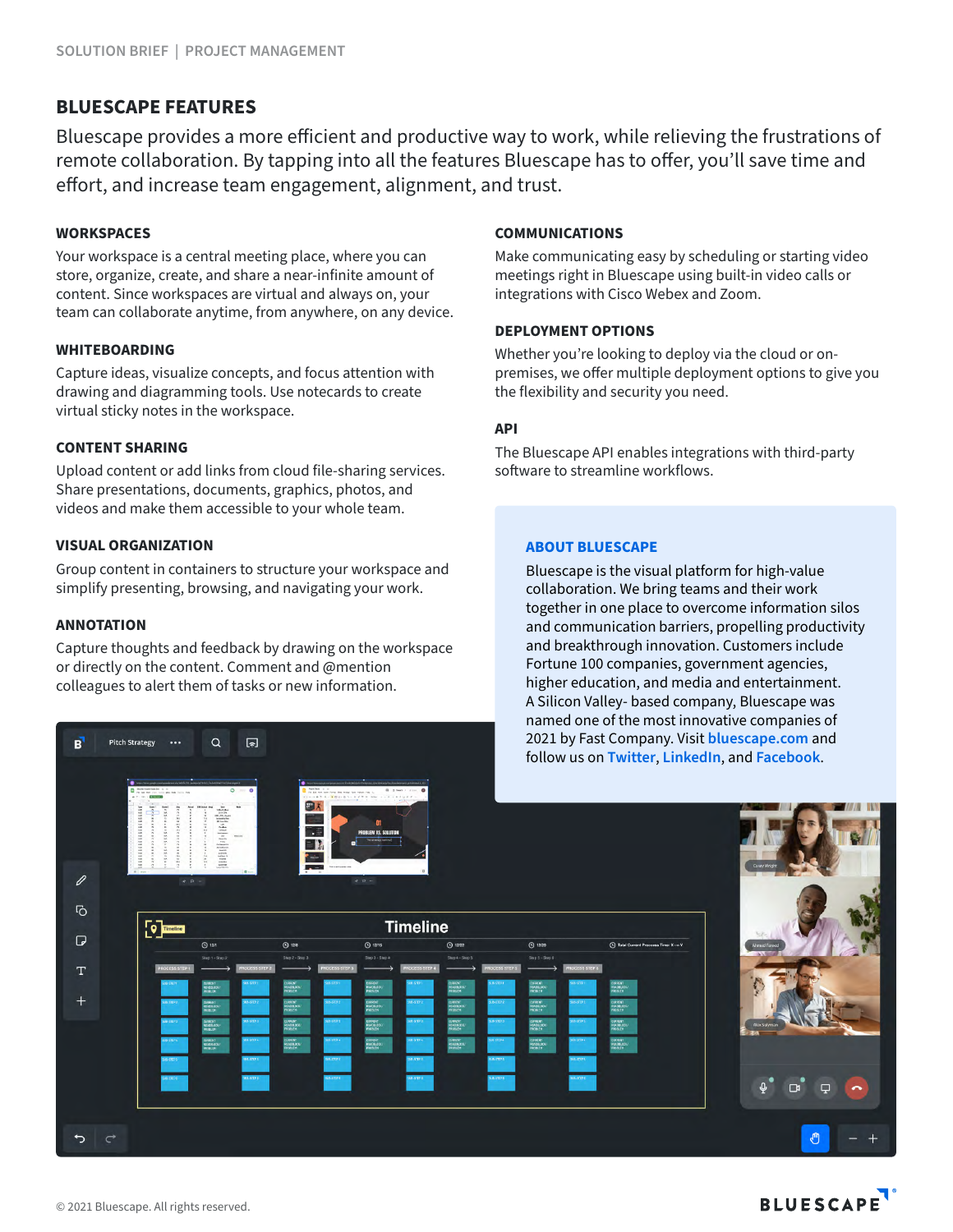SOLUTION BRIEF | PROJECT MANAGEMENT

## BLUESCAPE FEATURES

Bluescape provides a more efficient and productive way to work, while relieving the frustrations of remote collaboration. By tapping into all the features Bluescape has to offer, you'll save time and effort, and increase team engagement, alignment, and trust.

### WORKSPACES

Your workspace is a central meeting place, where you can store, organize, create, and share a near-infinite amount of content. Since workspaces are virtual and always on, your team can collaborate anytime, from anywhere, on any device.

### WHITEBOARDING

Capture ideas, visualize concepts, and focus attention with drawing and diagramming tools. Use notecards to create virtual sticky notes in the workspace.

### CONTENT SHARING

Upload content or add links from cloud file-sharing services. Share presentations, documents, graphics, photos, and videos and make them accessible to your whole team.

### VISUAL ORGANIZATION

Group content in containers to structure your workspace and simplify presenting, browsing, and navigating your work.

### ANNOTATION

Capture thoughts and feedback by drawing on the workspace or directly on the content. Comment and @mention colleagues to alert them of tasks or new information.

### COMMUNICATIONS

Make communicating easy by scheduling or starting video meetings right in Bluescape using built-in video calls or integrations with Cisco Webex and Zoom.

### DEPLOYMENT OPTIONS

Whether you're looking to deploy via the cloud or on-premises, we offer multiple deployment options to give you the flexibility and security you need.

### API

The Bluescape API enables integrations with third-party software to streamline workflows.

### ABOUT BLUESCAPE

Bluescape is the visual platform for high-value collaboration. We bring teams and their work together in one place to overcome information silos and communication barriers, propelling productivity and breakthrough innovation. Customers include Fortune 100 companies, government agencies, higher education, and media and entertainment. A Silicon Valley- based company, Bluescape was named one of the most innovative companies of 2021 by Fast Company. Visit bluescape.com and follow us on Twitter, LinkedIn, and Facebook.

© 2021 Bluescape. All rights reserved.